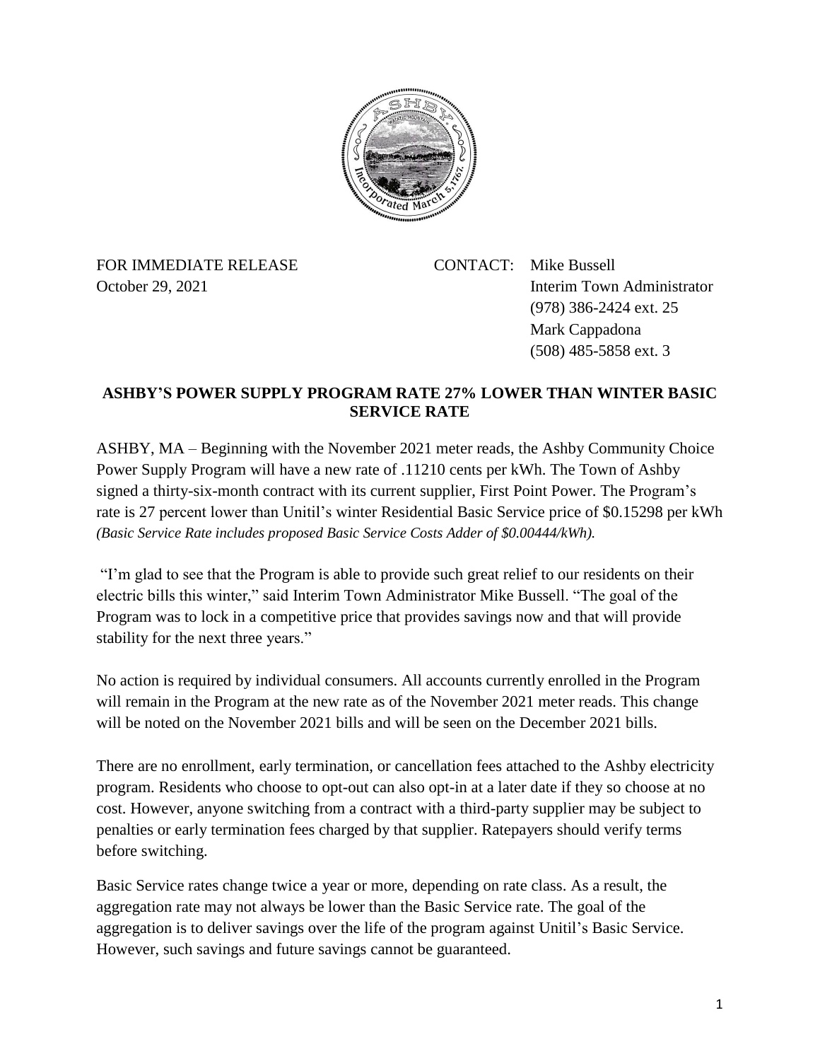FOR IMMEDIATE RELEASE
October 29, 2021

CONTACT: Mike Bussell
Interim Town Administrator
(978) 386-2424 ext. 25
Mark Cappadona
(508) 485-5858 ext. 3

**ASHBY'S POWER SUPPLY PROGRAM RATE 27% LOWER THAN WINTER BASIC SERVICE RATE**

ASHBY, MA – Beginning with the November 2021 meter reads, the Ashby Community Choice Power Supply Program will have a new rate of .11210 cents per kWh. The Town of Ashby signed a thirty-six-month contract with its current supplier, First Point Power. The Program's rate is 27 percent lower than Unitil's winter Residential Basic Service price of $0.15298 per kWh *(Basic Service Rate includes proposed Basic Service Costs Adder of $0.00444/kWh).*

"I'm glad to see that the Program is able to provide such great relief to our residents on their electric bills this winter," said Interim Town Administrator Mike Bussell. "The goal of the Program was to lock in a competitive price that provides savings now and that will provide stability for the next three years."

No action is required by individual consumers. All accounts currently enrolled in the Program will remain in the Program at the new rate as of the November 2021 meter reads. This change will be noted on the November 2021 bills and will be seen on the December 2021 bills.

There are no enrollment, early termination, or cancellation fees attached to the Ashby electricity program. Residents who choose to opt-out can also opt-in at a later date if they so choose at no cost. However, anyone switching from a contract with a third-party supplier may be subject to penalties or early termination fees charged by that supplier. Ratepayers should verify terms before switching.

Basic Service rates change twice a year or more, depending on rate class. As a result, the aggregation rate may not always be lower than the Basic Service rate. The goal of the aggregation is to deliver savings over the life of the program against Unitil's Basic Service. However, such savings and future savings cannot be guaranteed.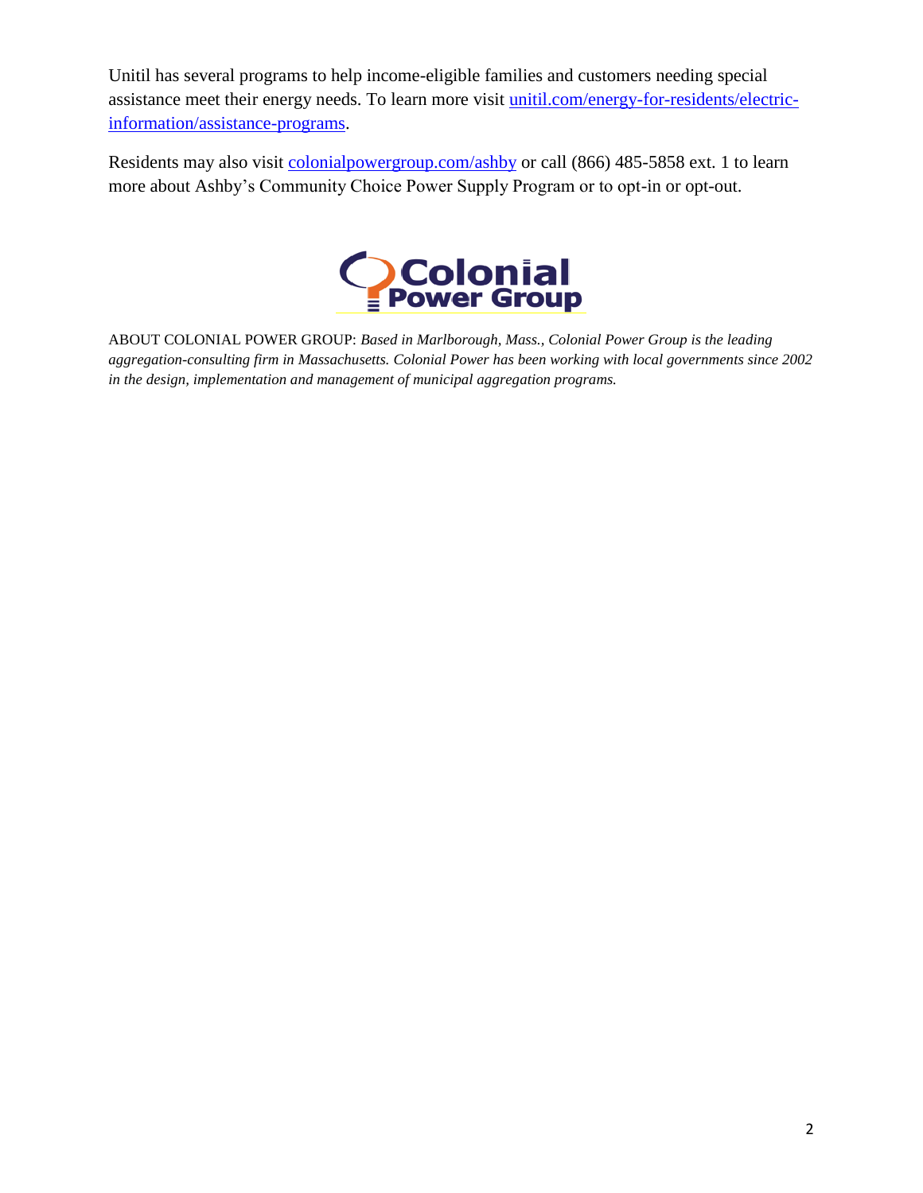Unitil has several programs to help income-eligible families and customers needing special assistance meet their energy needs. To learn more visit [unitil.com/energy-for-residents/electric-information/assistance-programs](unitil.com/energy-for-residents/electric-information/assistance-programs).

Residents may also visit [colonialpowergroup.com/ashby](colonialpowergroup.com/ashby) or call (866) 485-5858 ext. 1 to learn more about Ashby's Community Choice Power Supply Program or to opt-in or opt-out.

ABOUT COLONIAL POWER GROUP: *Based in Marlborough, Mass., Colonial Power Group is the leading aggregation-consulting firm in Massachusetts. Colonial Power has been working with local governments since 2002 in the design, implementation and management of municipal aggregation programs.*